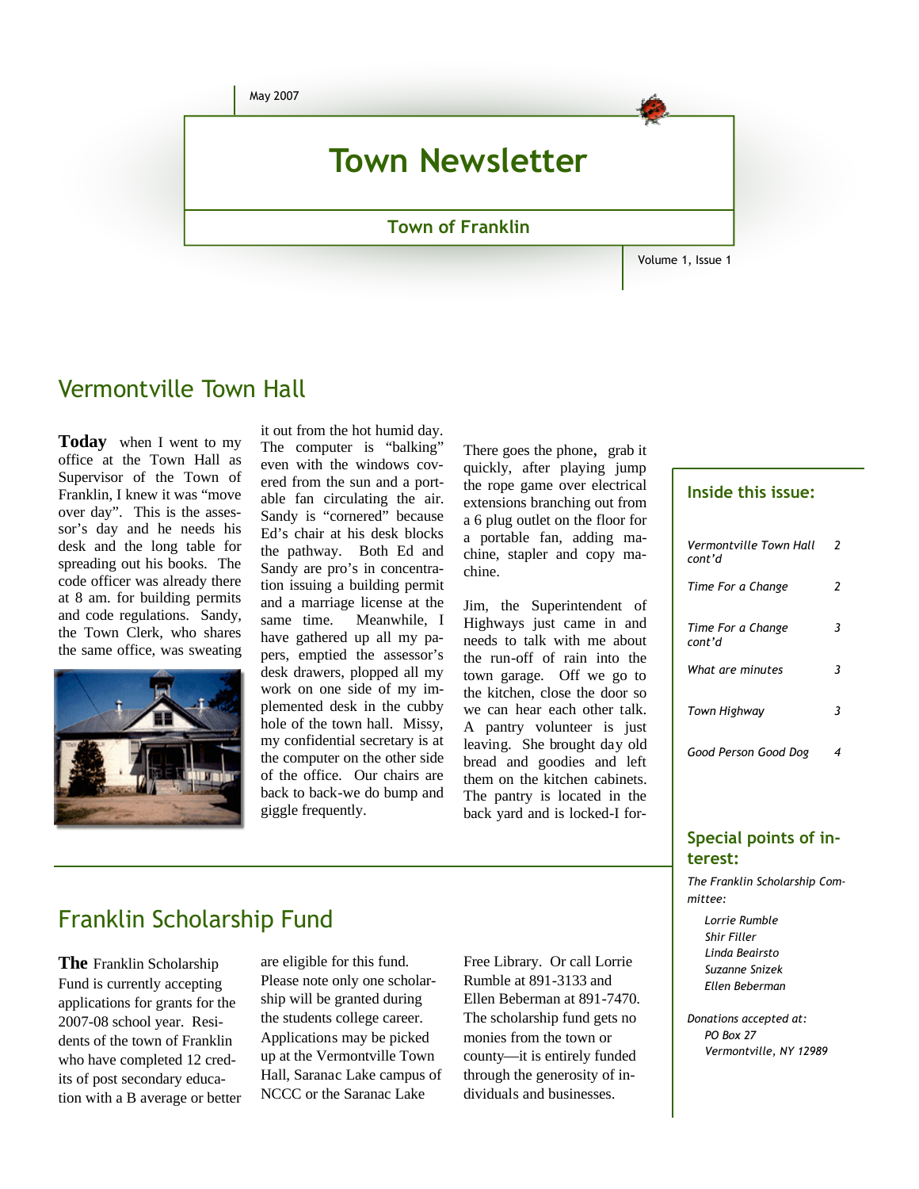May 2007

# Town Newsletter

## Town of Franklin

Volume 1, Issue 1

## Vermontville Town Hall

**Today** when I went to my office at the Town Hall as Supervisor of the Town of Franklin, I knew it was "move over day". This is the assessor's day and he needs his desk and the long table for spreading out his books. The code officer was already there at 8 am. for building permits and code regulations. Sandy, the Town Clerk, who shares the same office, was sweating it out from the hot humid day. The computer is "balking" even with the windows covered from the sun and a portable fan circulating the air. Sandy is "cornered" because Ed's chair at his desk blocks the pathway. Both Ed and Sandy are pro's in concentration issuing a building permit and a marriage license at the same time. Meanwhile, I have gathered up all my papers, emptied the assessor's desk drawers, plopped all my work on one side of my implemented desk in the cubby hole of the town hall. Missy, my confidential secretary is at the computer on the other side of the office. Our chairs are back to back-we do bump and giggle frequently.

There goes the phone, grab it quickly, after playing jump the rope game over electrical extensions branching out from a 6 plug outlet on the floor for a portable fan, adding machine, stapler and copy machine.

Jim, the Superintendent of Highways just came in and needs to talk with me about the run-off of rain into the town garage. Off we go to the kitchen, close the door so we can hear each other talk. A pantry volunteer is just leaving. She brought day old bread and goodies and left them on the kitchen cabinets. The pantry is located in the back yard and is locked-I for-

## Franklin Scholarship Fund

**The** Franklin Scholarship Fund is currently accepting applications for grants for the 2007-08 school year. Residents of the town of Franklin who have completed 12 credits of post secondary education with a B average or better are eligible for this fund. Please note only one scholarship will be granted during the students college career. Applications may be picked up at the Vermontville Town Hall, Saranac Lake campus of NCCC or the Saranac Lake Free Library. Or call Lorrie Rumble at 891-3133 and Ellen Beberman at 891-7470. The scholarship fund gets no monies from the town or county—it is entirely funded through the generosity of individuals and businesses.

### Inside this issue:

| | |
|---|---|
| *Vermontville Town Hall cont'd* | *2* |
| *Time For a Change* | *2* |
| *Time For a Change cont'd* | *3* |
| *What are minutes* | *3* |
| *Town Highway* | *3* |
| *Good Person Good Dog* | *4* |

### Special points of interest:

*The Franklin Scholarship Committee:*

*Lorrie Rumble*
*Shir Filler*
*Linda Beairsto*
*Suzanne Snizek*
*Ellen Beberman*

*Donations accepted at:*
*PO Box 27*
*Vermontville, NY 12989*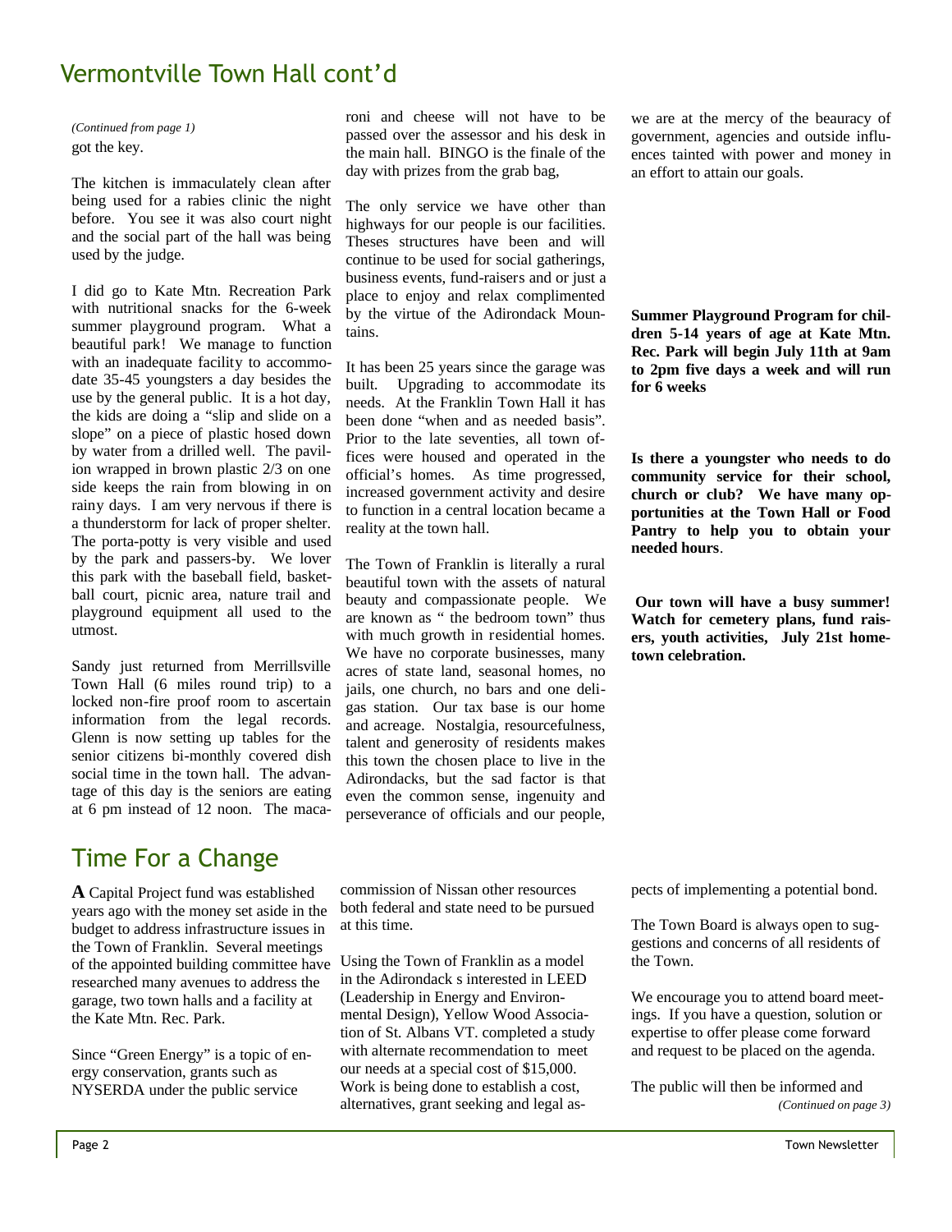## Vermontville Town Hall cont'd

*(Continued from page 1)*

got the key.

The kitchen is immaculately clean after being used for a rabies clinic the night before. You see it was also court night and the social part of the hall was being used by the judge.

I did go to Kate Mtn. Recreation Park with nutritional snacks for the 6-week summer playground program. What a beautiful park! We manage to function with an inadequate facility to accommodate 35-45 youngsters a day besides the use by the general public. It is a hot day, the kids are doing a "slip and slide on a slope" on a piece of plastic hosed down by water from a drilled well. The pavilion wrapped in brown plastic 2/3 on one side keeps the rain from blowing in on rainy days. I am very nervous if there is a thunderstorm for lack of proper shelter. The porta-potty is very visible and used by the park and passers-by. We lover this park with the baseball field, basketball court, picnic area, nature trail and playground equipment all used to the utmost.

Sandy just returned from Merrillsville Town Hall (6 miles round trip) to a locked non-fire proof room to ascertain information from the legal records. Glenn is now setting up tables for the senior citizens bi-monthly covered dish social time in the town hall. The advantage of this day is the seniors are eating at 6 pm instead of 12 noon. The macaroni and cheese will not have to be passed over the assessor and his desk in the main hall. BINGO is the finale of the day with prizes from the grab bag,

The only service we have other than highways for our people is our facilities. Theses structures have been and will continue to be used for social gatherings, business events, fund-raisers and or just a place to enjoy and relax complimented by the virtue of the Adirondack Mountains.

It has been 25 years since the garage was built. Upgrading to accommodate its needs. At the Franklin Town Hall it has been done "when and as needed basis". Prior to the late seventies, all town offices were housed and operated in the official's homes. As time progressed, increased government activity and desire to function in a central location became a reality at the town hall.

The Town of Franklin is literally a rural beautiful town with the assets of natural beauty and compassionate people. We are known as " the bedroom town" thus with much growth in residential homes. We have no corporate businesses, many acres of state land, seasonal homes, no jails, one church, no bars and one deli-gas station. Our tax base is our home and acreage. Nostalgia, resourcefulness, talent and generosity of residents makes this town the chosen place to live in the Adirondacks, but the sad factor is that even the common sense, ingenuity and perseverance of officials and our people, we are at the mercy of the beauracy of government, agencies and outside influences tainted with power and money in an effort to attain our goals.

**Summer Playground Program for children 5-14 years of age at Kate Mtn. Rec. Park will begin July 11th at 9am to 2pm five days a week and will run for 6 weeks**

**Is there a youngster who needs to do community service for their school, church or club? We have many opportunities at the Town Hall or Food Pantry to help you to obtain your needed hours**.

**Our town will have a busy summer! Watch for cemetery plans, fund raisers, youth activities, July 21st hometown celebration.**

## Time For a Change

**A** Capital Project fund was established years ago with the money set aside in the budget to address infrastructure issues in the Town of Franklin. Several meetings of the appointed building committee have researched many avenues to address the garage, two town halls and a facility at the Kate Mtn. Rec. Park.

Since "Green Energy" is a topic of energy conservation, grants such as NYSERDA under the public service commission of Nissan other resources both federal and state need to be pursued at this time.

Using the Town of Franklin as a model in the Adirondack s interested in LEED (Leadership in Energy and Environmental Design), Yellow Wood Association of St. Albans VT. completed a study with alternate recommendation to meet our needs at a special cost of $15,000. Work is being done to establish a cost, alternatives, grant seeking and legal aspects of implementing a potential bond.

The Town Board is always open to suggestions and concerns of all residents of the Town.

We encourage you to attend board meetings. If you have a question, solution or expertise to offer please come forward and request to be placed on the agenda.

The public will then be informed and

*(Continued on page 3)*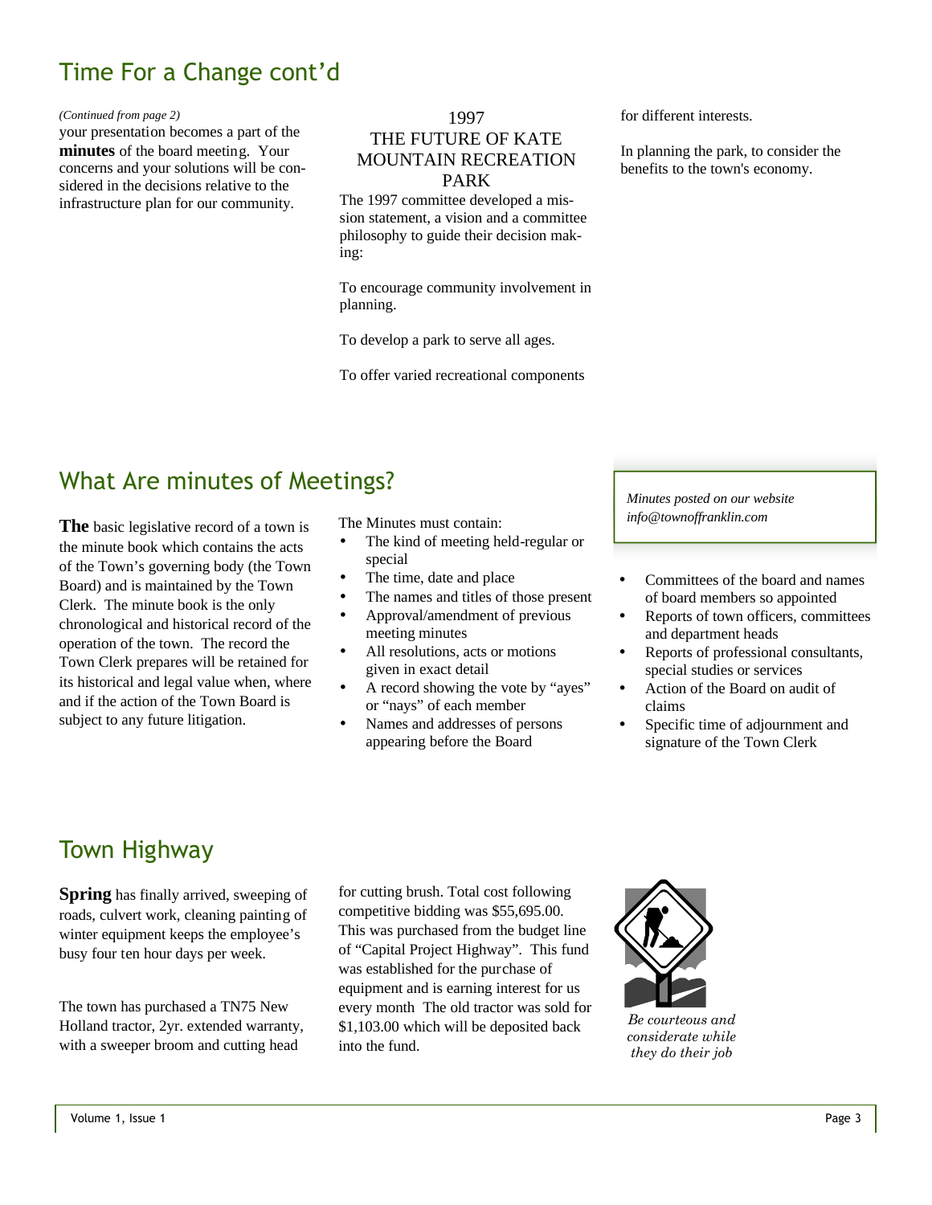## Time For a Change cont'd

*(Continued from page 2)*

your presentation becomes a part of the **minutes** of the board meeting. Your concerns and your solutions will be considered in the decisions relative to the infrastructure plan for our community.

### 1997 THE FUTURE OF KATE MOUNTAIN RECREATION PARK

The 1997 committee developed a mission statement, a vision and a committee philosophy to guide their decision making:

To encourage community involvement in planning.

To develop a park to serve all ages.

To offer varied recreational components for different interests.

In planning the park, to consider the benefits to the town's economy.

## What Are minutes of Meetings?

**The** basic legislative record of a town is the minute book which contains the acts of the Town's governing body (the Town Board) and is maintained by the Town Clerk. The minute book is the only chronological and historical record of the operation of the town. The record the Town Clerk prepares will be retained for its historical and legal value when, where and if the action of the Town Board is subject to any future litigation.

The Minutes must contain:

- The kind of meeting held-regular or special
- The time, date and place
- The names and titles of those present
- Approval/amendment of previous meeting minutes
- All resolutions, acts or motions given in exact detail
- A record showing the vote by "ayes" or "nays" of each member
- Names and addresses of persons appearing before the Board
- Committees of the board and names of board members so appointed
- Reports of town officers, committees and department heads
- Reports of professional consultants, special studies or services
- Action of the Board on audit of claims
- Specific time of adjournment and signature of the Town Clerk

*Minutes posted on our website info@townoffranklin.com*

## Town Highway

**Spring** has finally arrived, sweeping of roads, culvert work, cleaning painting of winter equipment keeps the employee's busy four ten hour days per week.

The town has purchased a TN75 New Holland tractor, 2yr. extended warranty, with a sweeper broom and cutting head for cutting brush. Total cost following competitive bidding was $55,695.00. This was purchased from the budget line of "Capital Project Highway". This fund was established for the purchase of equipment and is earning interest for us every month The old tractor was sold for $1,103.00 which will be deposited back into the fund.

*Be courteous and considerate while they do their job*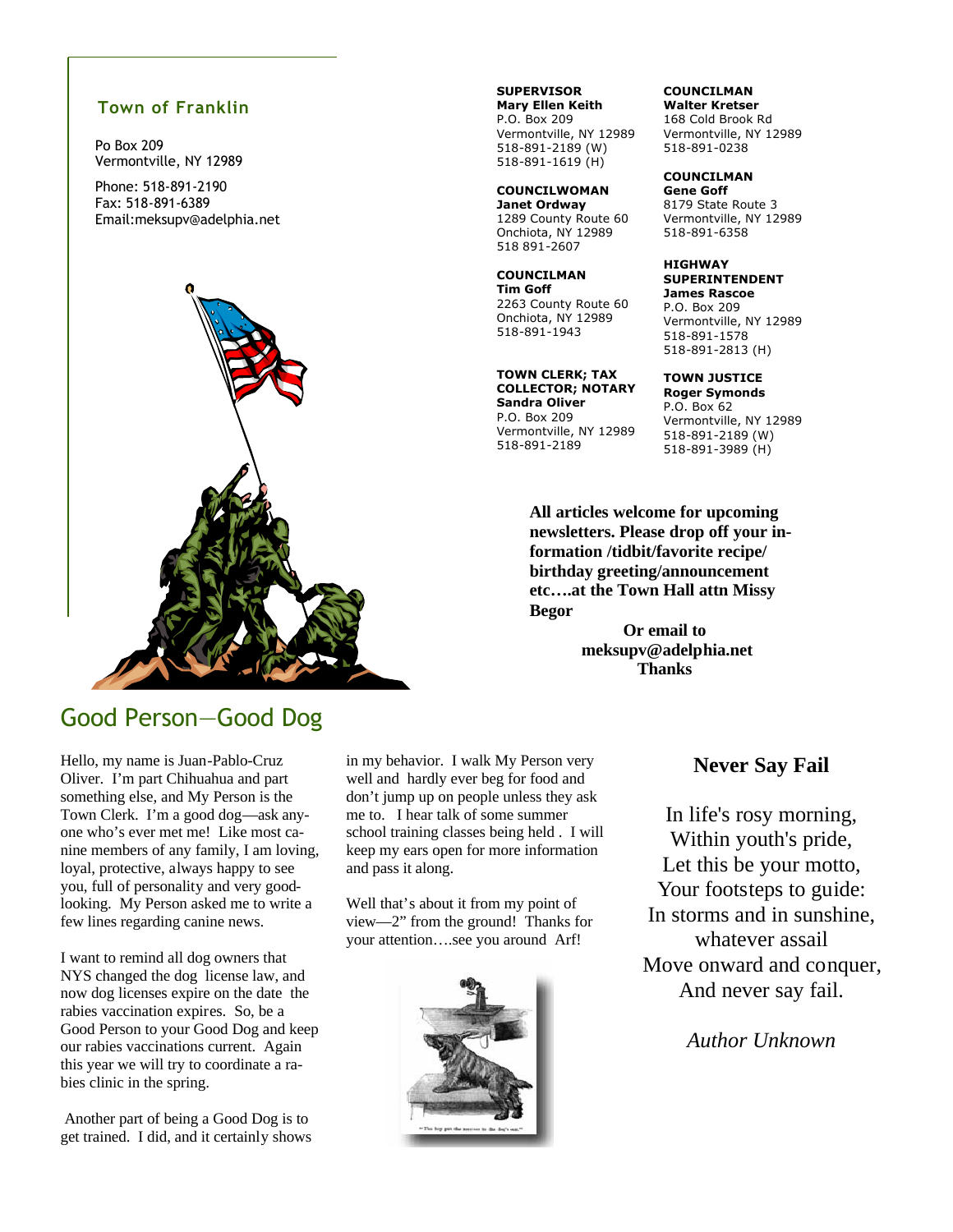### Town of Franklin

Po Box 209
Vermontville, NY 12989

Phone: 518-891-2190
Fax: 518-891-6389
Email:meksupv@adelphia.net

**SUPERVISOR**
**Mary Ellen Keith**
P.O. Box 209
Vermontville, NY 12989
518-891-2189 (W)
518-891-1619 (H)

**COUNCILWOMAN**
**Janet Ordway**
1289 County Route 60
Onchiota, NY 12989
518 891-2607

**COUNCILMAN**
**Tim Goff**
2263 County Route 60
Onchiota, NY 12989
518-891-1943

**TOWN CLERK; TAX COLLECTOR; NOTARY**
**Sandra Oliver**
P.O. Box 209
Vermontville, NY 12989
518-891-2189

**COUNCILMAN**
**Walter Kretser**
168 Cold Brook Rd
Vermontville, NY 12989
518-891-0238

**COUNCILMAN**
**Gene Goff**
8179 State Route 3
Vermontville, NY 12989
518-891-6358

**HIGHWAY SUPERINTENDENT**
**James Rascoe**
P.O. Box 209
Vermontville, NY 12989
518-891-1578
518-891-2813 (H)

**TOWN JUSTICE**
**Roger Symonds**
P.O. Box 62
Vermontville, NY 12989
518-891-2189 (W)
518-891-3989 (H)

**All articles welcome for upcoming newsletters. Please drop off your information /tidbit/favorite recipe/ birthday greeting/announcement etc….at the Town Hall attn Missy Begor**

**Or email to meksupv@adelphia.net**
**Thanks**

## Good Person—Good Dog

Hello, my name is Juan-Pablo-Cruz Oliver. I'm part Chihuahua and part something else, and My Person is the Town Clerk. I'm a good dog—ask anyone who's ever met me! Like most canine members of any family, I am loving, loyal, protective, always happy to see you, full of personality and very good-looking. My Person asked me to write a few lines regarding canine news.

I want to remind all dog owners that NYS changed the dog license law, and now dog licenses expire on the date the rabies vaccination expires. So, be a Good Person to your Good Dog and keep our rabies vaccinations current. Again this year we will try to coordinate a rabies clinic in the spring.

Another part of being a Good Dog is to get trained. I did, and it certainly shows in my behavior. I walk My Person very well and hardly ever beg for food and don't jump up on people unless they ask me to. I hear talk of some summer school training classes being held . I will keep my ears open for more information and pass it along.

Well that's about it from my point of view—2" from the ground! Thanks for your attention….see you around Arf!

### Never Say Fail

In life's rosy morning,
Within youth's pride,
Let this be your motto,
Your footsteps to guide:
In storms and in sunshine,
whatever assail
Move onward and conquer,
And never say fail.

*Author Unknown*